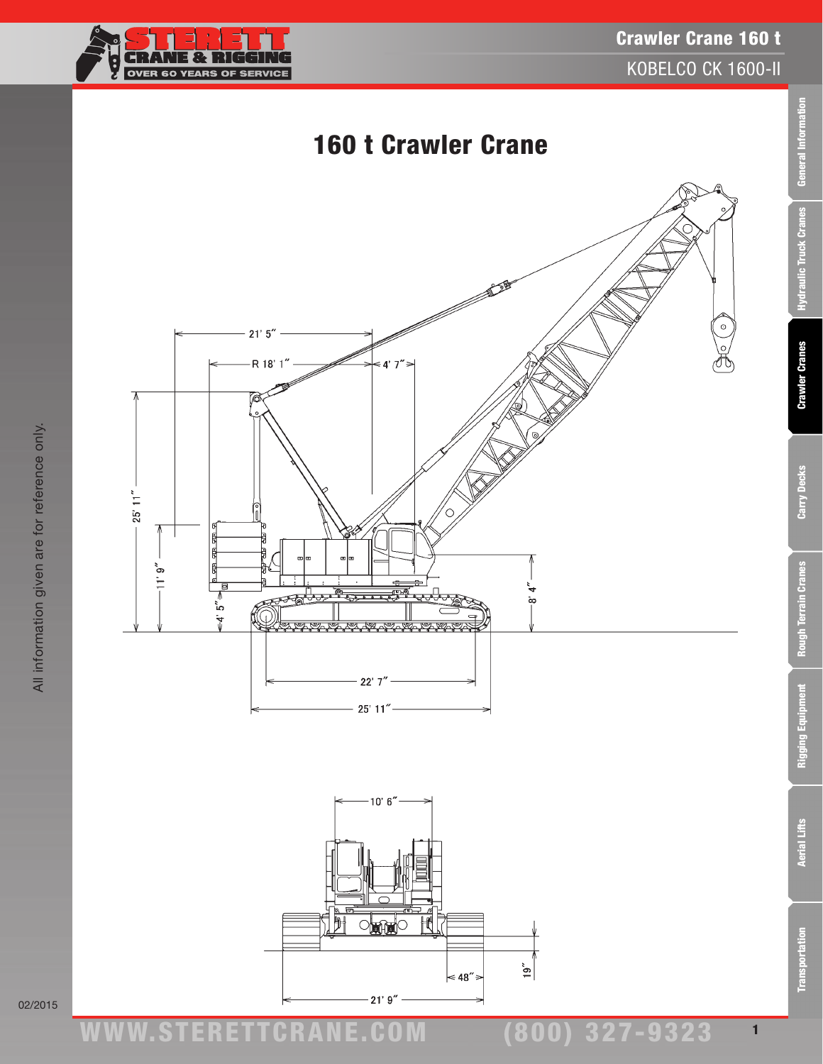# 160 t Crawler Crane

21' 5"

R 18' 1"

4' 7"

25' 11"

11' 9"

4' 5"

8' 4"

22' 7"

25' 11"

10' 6"

48"

19"

21' 9"

All information given are for reference only.

02/2015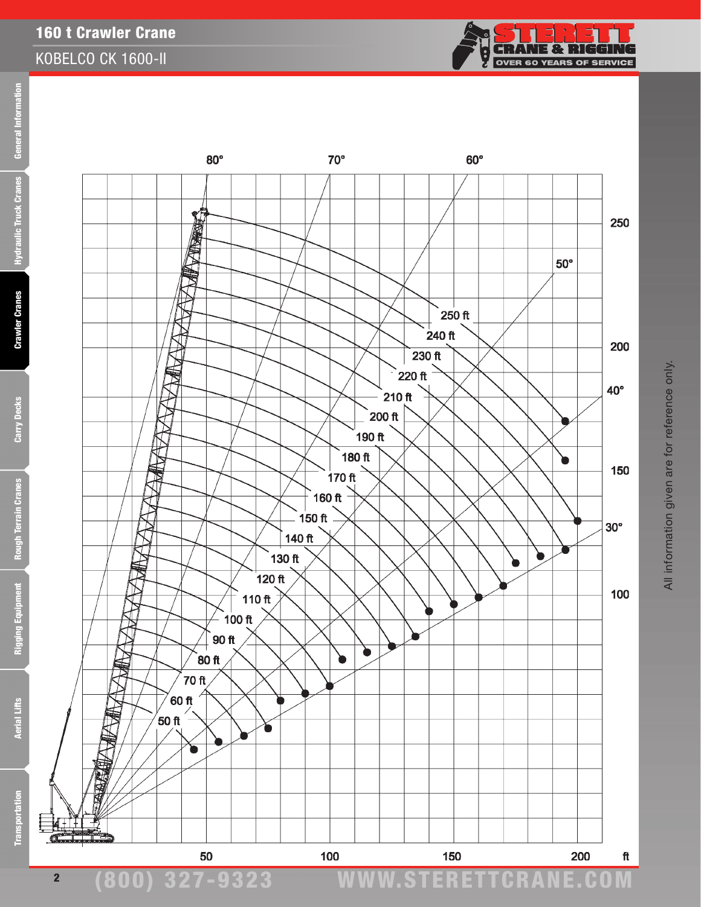# 160 t Crawler Crane

## KOBELCO CK 1600-II

80° 70° 60° 50° 40° 30°

250 ft
240 ft
230 ft
220 ft
210 ft
200 ft
190 ft
180 ft
170 ft
160 ft
150 ft
140 ft
130 ft
120 ft
110 ft
100 ft
90 ft
80 ft
70 ft
60 ft
50 ft

250
200
150
100

50 100 150 200 ft

All information given are for reference only.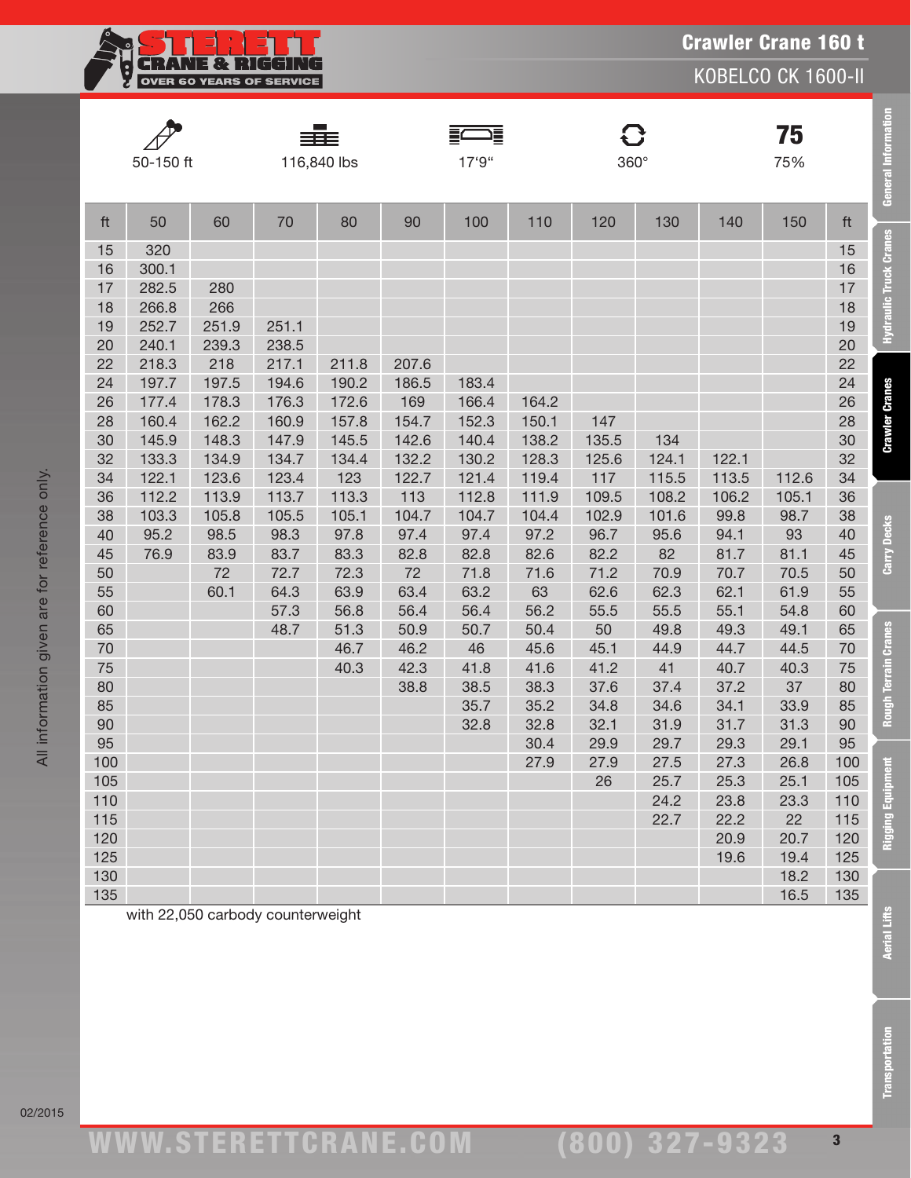# Crawler Crane 160 t

## KOBELCO CK 1600-II

| 50-150 ft | 116,840 lbs | 17'9" | 360° | 75% |
|---|---|---|---|---|

| ft | 50 | 60 | 70 | 80 | 90 | 100 | 110 | 120 | 130 | 140 | 150 | ft |
|---|---|---|---|---|---|---|---|---|---|---|---|---|
| 15 | 320 | | | | | | | | | | | 15 |
| 16 | 300.1 | | | | | | | | | | | 16 |
| 17 | 282.5 | 280 | | | | | | | | | | 17 |
| 18 | 266.8 | 266 | | | | | | | | | | 18 |
| 19 | 252.7 | 251.9 | 251.1 | | | | | | | | | 19 |
| 20 | 240.1 | 239.3 | 238.5 | | | | | | | | | 20 |
| 22 | 218.3 | 218 | 217.1 | 211.8 | 207.6 | | | | | | | 22 |
| 24 | 197.7 | 197.5 | 194.6 | 190.2 | 186.5 | 183.4 | | | | | | 24 |
| 26 | 177.4 | 178.3 | 176.3 | 172.6 | 169 | 166.4 | 164.2 | | | | | 26 |
| 28 | 160.4 | 162.2 | 160.9 | 157.8 | 154.7 | 152.3 | 150.1 | 147 | | | | 28 |
| 30 | 145.9 | 148.3 | 147.9 | 145.5 | 142.6 | 140.4 | 138.2 | 135.5 | 134 | | | 30 |
| 32 | 133.3 | 134.9 | 134.7 | 134.4 | 132.2 | 130.2 | 128.3 | 125.6 | 124.1 | 122.1 | | 32 |
| 34 | 122.1 | 123.6 | 123.4 | 123 | 122.7 | 121.4 | 119.4 | 117 | 115.5 | 113.5 | 112.6 | 34 |
| 36 | 112.2 | 113.9 | 113.7 | 113.3 | 113 | 112.8 | 111.9 | 109.5 | 108.2 | 106.2 | 105.1 | 36 |
| 38 | 103.3 | 105.8 | 105.5 | 105.1 | 104.7 | 104.7 | 104.4 | 102.9 | 101.6 | 99.8 | 98.7 | 38 |
| 40 | 95.2 | 98.5 | 98.3 | 97.8 | 97.4 | 97.4 | 97.2 | 96.7 | 95.6 | 94.1 | 93 | 40 |
| 45 | 76.9 | 83.9 | 83.7 | 83.3 | 82.8 | 82.8 | 82.6 | 82.2 | 82 | 81.7 | 81.1 | 45 |
| 50 | | 72 | 72.7 | 72.3 | 72 | 71.8 | 71.6 | 71.2 | 70.9 | 70.7 | 70.5 | 50 |
| 55 | | 60.1 | 64.3 | 63.9 | 63.4 | 63.2 | 63 | 62.6 | 62.3 | 62.1 | 61.9 | 55 |
| 60 | | | 57.3 | 56.8 | 56.4 | 56.4 | 56.2 | 55.5 | 55.5 | 55.1 | 54.8 | 60 |
| 65 | | | 48.7 | 51.3 | 50.9 | 50.7 | 50.4 | 50 | 49.8 | 49.3 | 49.1 | 65 |
| 70 | | | | 46.7 | 46.2 | 46 | 45.6 | 45.1 | 44.9 | 44.7 | 44.5 | 70 |
| 75 | | | | 40.3 | 42.3 | 41.8 | 41.6 | 41.2 | 41 | 40.7 | 40.3 | 75 |
| 80 | | | | | 38.8 | 38.5 | 38.3 | 37.6 | 37.4 | 37.2 | 37 | 80 |
| 85 | | | | | | 35.7 | 35.2 | 34.8 | 34.6 | 34.1 | 33.9 | 85 |
| 90 | | | | | | 32.8 | 32.8 | 32.1 | 31.9 | 31.7 | 31.3 | 90 |
| 95 | | | | | | | 30.4 | 29.9 | 29.7 | 29.3 | 29.1 | 95 |
| 100 | | | | | | | 27.9 | 27.9 | 27.5 | 27.3 | 26.8 | 100 |
| 105 | | | | | | | | 26 | 25.7 | 25.3 | 25.1 | 105 |
| 110 | | | | | | | | | 24.2 | 23.8 | 23.3 | 110 |
| 115 | | | | | | | | | 22.7 | 22.2 | 22 | 115 |
| 120 | | | | | | | | | | 20.9 | 20.7 | 120 |
| 125 | | | | | | | | | | 19.6 | 19.4 | 125 |
| 130 | | | | | | | | | | | 18.2 | 130 |
| 135 | | | | | | | | | | | 16.5 | 135 |

with 22,050 carbody counterweight

All information given are for reference only.

02/2015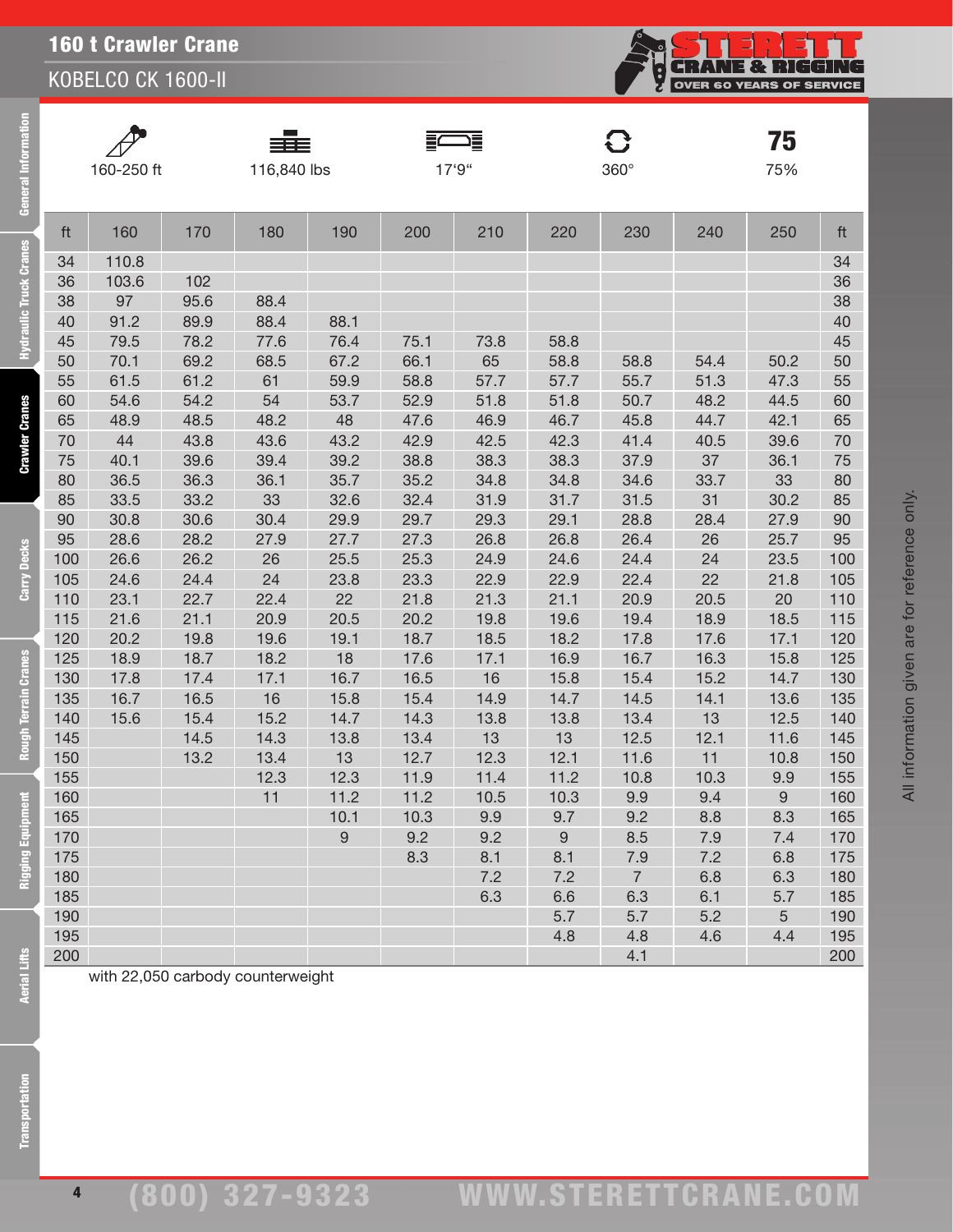# 160 t Crawler Crane

## KOBELCO CK 1600-II

160-250 ft | 116,840 lbs | 17‘9“ | 360° | 75%

| ft | 160 | 170 | 180 | 190 | 200 | 210 | 220 | 230 | 240 | 250 | ft |
|---|---|---|---|---|---|---|---|---|---|---|---|
| 34 | 110.8 | | | | | | | | | | 34 |
| 36 | 103.6 | 102 | | | | | | | | | 36 |
| 38 | 97 | 95.6 | 88.4 | | | | | | | | 38 |
| 40 | 91.2 | 89.9 | 88.4 | 88.1 | | | | | | | 40 |
| 45 | 79.5 | 78.2 | 77.6 | 76.4 | 75.1 | 73.8 | 58.8 | | | | 45 |
| 50 | 70.1 | 69.2 | 68.5 | 67.2 | 66.1 | 65 | 58.8 | 58.8 | 54.4 | 50.2 | 50 |
| 55 | 61.5 | 61.2 | 61 | 59.9 | 58.8 | 57.7 | 57.7 | 55.7 | 51.3 | 47.3 | 55 |
| 60 | 54.6 | 54.2 | 54 | 53.7 | 52.9 | 51.8 | 51.8 | 50.7 | 48.2 | 44.5 | 60 |
| 65 | 48.9 | 48.5 | 48.2 | 48 | 47.6 | 46.9 | 46.7 | 45.8 | 44.7 | 42.1 | 65 |
| 70 | 44 | 43.8 | 43.6 | 43.2 | 42.9 | 42.5 | 42.3 | 41.4 | 40.5 | 39.6 | 70 |
| 75 | 40.1 | 39.6 | 39.4 | 39.2 | 38.8 | 38.3 | 38.3 | 37.9 | 37 | 36.1 | 75 |
| 80 | 36.5 | 36.3 | 36.1 | 35.7 | 35.2 | 34.8 | 34.8 | 34.6 | 33.7 | 33 | 80 |
| 85 | 33.5 | 33.2 | 33 | 32.6 | 32.4 | 31.9 | 31.7 | 31.5 | 31 | 30.2 | 85 |
| 90 | 30.8 | 30.6 | 30.4 | 29.9 | 29.7 | 29.3 | 29.1 | 28.8 | 28.4 | 27.9 | 90 |
| 95 | 28.6 | 28.2 | 27.9 | 27.7 | 27.3 | 26.8 | 26.8 | 26.4 | 26 | 25.7 | 95 |
| 100 | 26.6 | 26.2 | 26 | 25.5 | 25.3 | 24.9 | 24.6 | 24.4 | 24 | 23.5 | 100 |
| 105 | 24.6 | 24.4 | 24 | 23.8 | 23.3 | 22.9 | 22.9 | 22.4 | 22 | 21.8 | 105 |
| 110 | 23.1 | 22.7 | 22.4 | 22 | 21.8 | 21.3 | 21.1 | 20.9 | 20.5 | 20 | 110 |
| 115 | 21.6 | 21.1 | 20.9 | 20.5 | 20.2 | 19.8 | 19.6 | 19.4 | 18.9 | 18.5 | 115 |
| 120 | 20.2 | 19.8 | 19.6 | 19.1 | 18.7 | 18.5 | 18.2 | 17.8 | 17.6 | 17.1 | 120 |
| 125 | 18.9 | 18.7 | 18.2 | 18 | 17.6 | 17.1 | 16.9 | 16.7 | 16.3 | 15.8 | 125 |
| 130 | 17.8 | 17.4 | 17.1 | 16.7 | 16.5 | 16 | 15.8 | 15.4 | 15.2 | 14.7 | 130 |
| 135 | 16.7 | 16.5 | 16 | 15.8 | 15.4 | 14.9 | 14.7 | 14.5 | 14.1 | 13.6 | 135 |
| 140 | 15.6 | 15.4 | 15.2 | 14.7 | 14.3 | 13.8 | 13.8 | 13.4 | 13 | 12.5 | 140 |
| 145 | | 14.5 | 14.3 | 13.8 | 13.4 | 13 | 13 | 12.5 | 12.1 | 11.6 | 145 |
| 150 | | 13.2 | 13.4 | 13 | 12.7 | 12.3 | 12.1 | 11.6 | 11 | 10.8 | 150 |
| 155 | | | 12.3 | 12.3 | 11.9 | 11.4 | 11.2 | 10.8 | 10.3 | 9.9 | 155 |
| 160 | | | 11 | 11.2 | 11.2 | 10.5 | 10.3 | 9.9 | 9.4 | 9 | 160 |
| 165 | | | | 10.1 | 10.3 | 9.9 | 9.7 | 9.2 | 8.8 | 8.3 | 165 |
| 170 | | | | 9 | 9.2 | 9.2 | 9 | 8.5 | 7.9 | 7.4 | 170 |
| 175 | | | | | 8.3 | 8.1 | 8.1 | 7.9 | 7.2 | 6.8 | 175 |
| 180 | | | | | | 7.2 | 7.2 | 7 | 6.8 | 6.3 | 180 |
| 185 | | | | | | 6.3 | 6.6 | 6.3 | 6.1 | 5.7 | 185 |
| 190 | | | | | | | 5.7 | 5.7 | 5.2 | 5 | 190 |
| 195 | | | | | | | 4.8 | 4.8 | 4.6 | 4.4 | 195 |
| 200 | | | | | | | | 4.1 | | | 200 |

with 22,050 carbody counterweight

All information given are for reference only.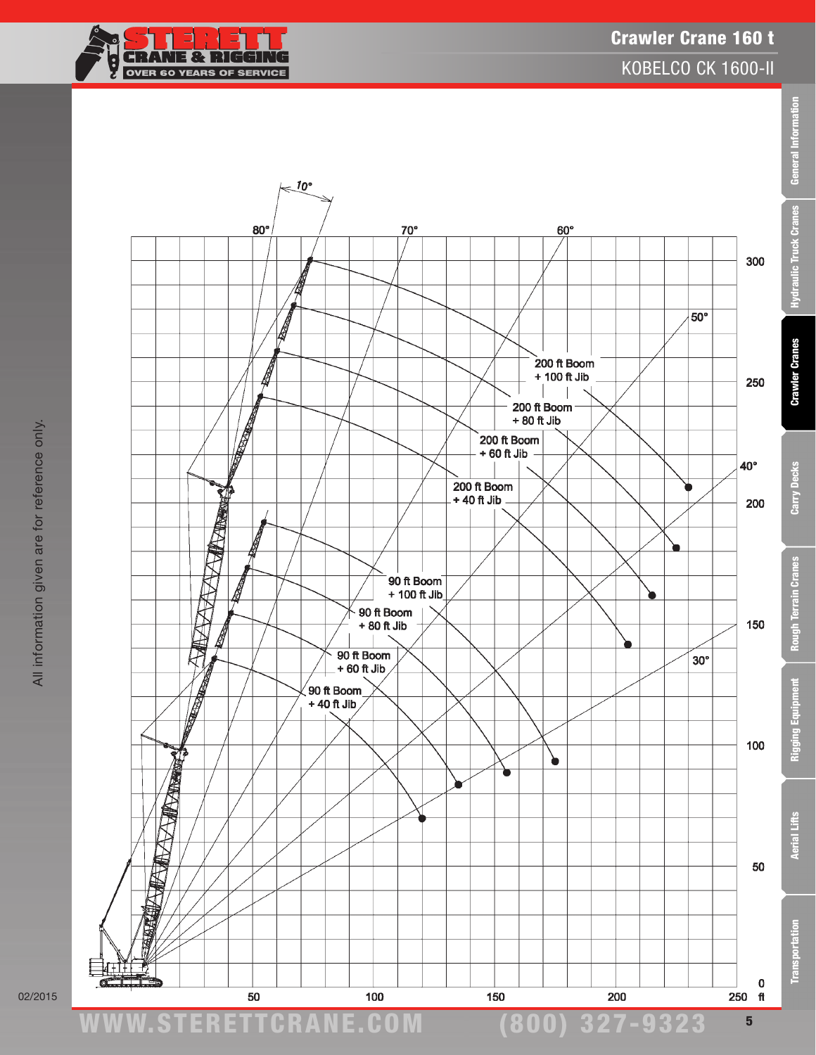# Crawler Crane 160 t

KOBELCO CK 1600-II

10°

80° 70° 60° 50° 40° 30°

200 ft Boom + 100 ft Jib

200 ft Boom + 80 ft Jib

200 ft Boom + 60 ft Jib

200 ft Boom + 40 ft Jib

90 ft Boom + 100 ft Jib

90 ft Boom + 80 ft Jib

90 ft Boom + 60 ft Jib

90 ft Boom + 40 ft Jib

300, 250, 200, 150, 100, 50, 0

50, 100, 150, 200, 250 ft

All information given are for reference only.

02/2015

WWW.STERETTCRANE.COM (800) 327-9323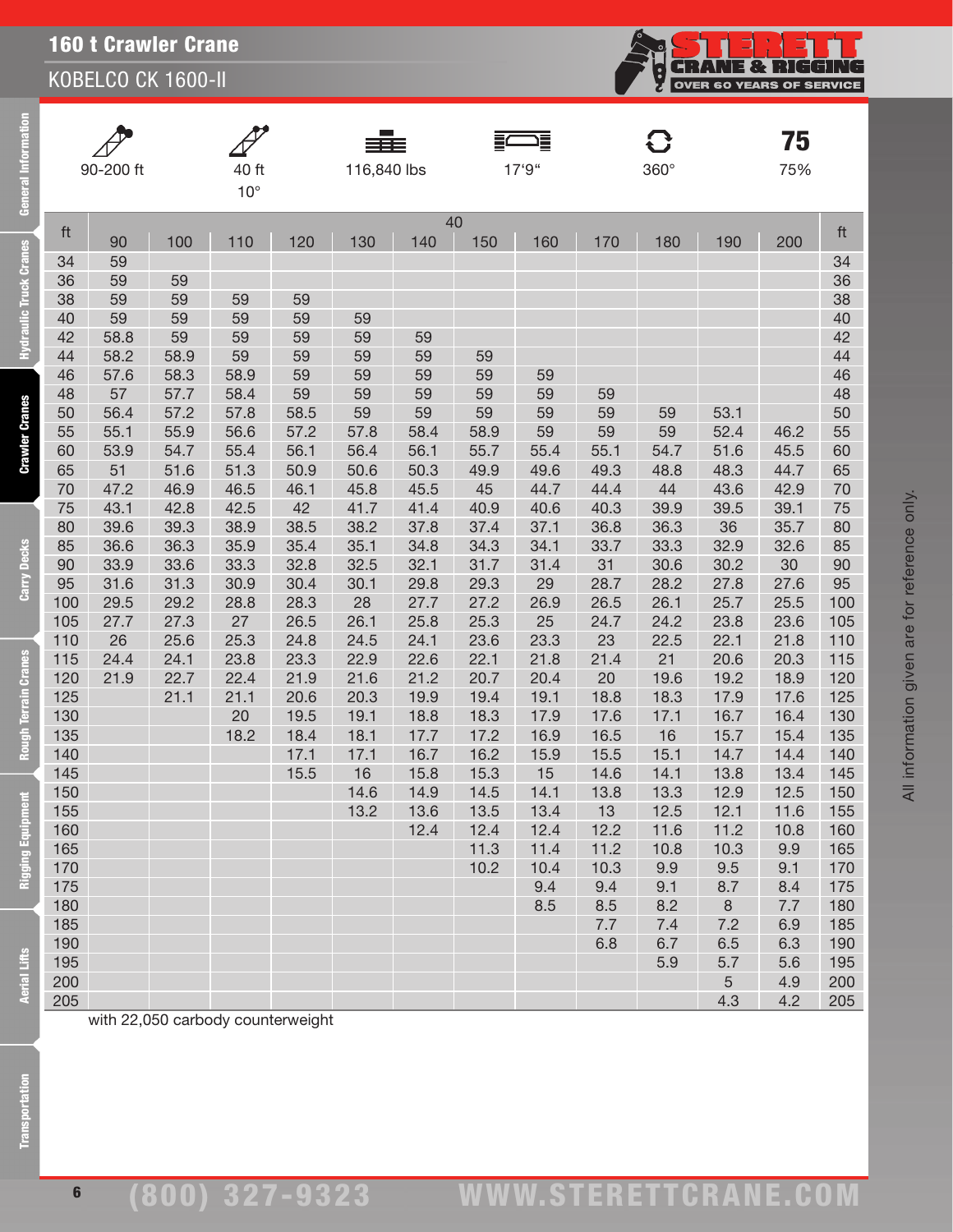## 160 t Crawler Crane

KOBELCO CK 1600-II

| 90-200 ft | 40 ft 10° | 116,840 lbs | 17'9" | 360° | 75% |
|---|---|---|---|---|---|

| ft | 40 | | | | | | | | | | | | ft |
|---|---|---|---|---|---|---|---|---|---|---|---|---|---|
| | 90 | 100 | 110 | 120 | 130 | 140 | 150 | 160 | 170 | 180 | 190 | 200 | |
| 34 | 59 | | | | | | | | | | | | 34 |
| 36 | 59 | 59 | | | | | | | | | | | 36 |
| 38 | 59 | 59 | 59 | 59 | | | | | | | | | 38 |
| 40 | 59 | 59 | 59 | 59 | 59 | | | | | | | | 40 |
| 42 | 58.8 | 59 | 59 | 59 | 59 | 59 | | | | | | | 42 |
| 44 | 58.2 | 58.9 | 59 | 59 | 59 | 59 | 59 | | | | | | 44 |
| 46 | 57.6 | 58.3 | 58.9 | 59 | 59 | 59 | 59 | 59 | | | | | 46 |
| 48 | 57 | 57.7 | 58.4 | 59 | 59 | 59 | 59 | 59 | 59 | | | | 48 |
| 50 | 56.4 | 57.2 | 57.8 | 58.5 | 59 | 59 | 59 | 59 | 59 | 59 | 53.1 | | 50 |
| 55 | 55.1 | 55.9 | 56.6 | 57.2 | 57.8 | 58.4 | 58.9 | 59 | 59 | 59 | 52.4 | 46.2 | 55 |
| 60 | 53.9 | 54.7 | 55.4 | 56.1 | 56.4 | 56.1 | 55.7 | 55.4 | 55.1 | 54.7 | 51.6 | 45.5 | 60 |
| 65 | 51 | 51.6 | 51.3 | 50.9 | 50.6 | 50.3 | 49.9 | 49.6 | 49.3 | 48.8 | 48.3 | 44.7 | 65 |
| 70 | 47.2 | 46.9 | 46.5 | 46.1 | 45.8 | 45.5 | 45 | 44.7 | 44.4 | 44 | 43.6 | 42.9 | 70 |
| 75 | 43.1 | 42.8 | 42.5 | 42 | 41.7 | 41.4 | 40.9 | 40.6 | 40.3 | 39.9 | 39.5 | 39.1 | 75 |
| 80 | 39.6 | 39.3 | 38.9 | 38.5 | 38.2 | 37.8 | 37.4 | 37.1 | 36.8 | 36.3 | 36 | 35.7 | 80 |
| 85 | 36.6 | 36.3 | 35.9 | 35.4 | 35.1 | 34.8 | 34.3 | 34.1 | 33.7 | 33.3 | 32.9 | 32.6 | 85 |
| 90 | 33.9 | 33.6 | 33.3 | 32.8 | 32.5 | 32.1 | 31.7 | 31.4 | 31 | 30.6 | 30.2 | 30 | 90 |
| 95 | 31.6 | 31.3 | 30.9 | 30.4 | 30.1 | 29.8 | 29.3 | 29 | 28.7 | 28.2 | 27.8 | 27.6 | 95 |
| 100 | 29.5 | 29.2 | 28.8 | 28.3 | 28 | 27.7 | 27.2 | 26.9 | 26.5 | 26.1 | 25.7 | 25.5 | 100 |
| 105 | 27.7 | 27.3 | 27 | 26.5 | 26.1 | 25.8 | 25.3 | 25 | 24.7 | 24.2 | 23.8 | 23.6 | 105 |
| 110 | 26 | 25.6 | 25.3 | 24.8 | 24.5 | 24.1 | 23.6 | 23.3 | 23 | 22.5 | 22.1 | 21.8 | 110 |
| 115 | 24.4 | 24.1 | 23.8 | 23.3 | 22.9 | 22.6 | 22.1 | 21.8 | 21.4 | 21 | 20.6 | 20.3 | 115 |
| 120 | 21.9 | 22.7 | 22.4 | 21.9 | 21.6 | 21.2 | 20.7 | 20.4 | 20 | 19.6 | 19.2 | 18.9 | 120 |
| 125 | | 21.1 | 21.1 | 20.6 | 20.3 | 19.9 | 19.4 | 19.1 | 18.8 | 18.3 | 17.9 | 17.6 | 125 |
| 130 | | | 20 | 19.5 | 19.1 | 18.8 | 18.3 | 17.9 | 17.6 | 17.1 | 16.7 | 16.4 | 130 |
| 135 | | | 18.2 | 18.4 | 18.1 | 17.7 | 17.2 | 16.9 | 16.5 | 16 | 15.7 | 15.4 | 135 |
| 140 | | | | 17.1 | 17.1 | 16.7 | 16.2 | 15.9 | 15.5 | 15.1 | 14.7 | 14.4 | 140 |
| 145 | | | | 15.5 | 16 | 15.8 | 15.3 | 15 | 14.6 | 14.1 | 13.8 | 13.4 | 145 |
| 150 | | | | | 14.6 | 14.9 | 14.5 | 14.1 | 13.8 | 13.3 | 12.9 | 12.5 | 150 |
| 155 | | | | | 13.2 | 13.6 | 13.5 | 13.4 | 13 | 12.5 | 12.1 | 11.6 | 155 |
| 160 | | | | | | 12.4 | 12.4 | 12.4 | 12.2 | 11.6 | 11.2 | 10.8 | 160 |
| 165 | | | | | | | 11.3 | 11.4 | 11.2 | 10.8 | 10.3 | 9.9 | 165 |
| 170 | | | | | | | 10.2 | 10.4 | 10.3 | 9.9 | 9.5 | 9.1 | 170 |
| 175 | | | | | | | | 9.4 | 9.4 | 9.1 | 8.7 | 8.4 | 175 |
| 180 | | | | | | | | 8.5 | 8.5 | 8.2 | 8 | 7.7 | 180 |
| 185 | | | | | | | | | 7.7 | 7.4 | 7.2 | 6.9 | 185 |
| 190 | | | | | | | | | 6.8 | 6.7 | 6.5 | 6.3 | 190 |
| 195 | | | | | | | | | | 5.9 | 5.7 | 5.6 | 195 |
| 200 | | | | | | | | | | | 5 | 4.9 | 200 |
| 205 | | | | | | | | | | | 4.3 | 4.2 | 205 |

with 22,050 carbody counterweight

All information given are for reference only.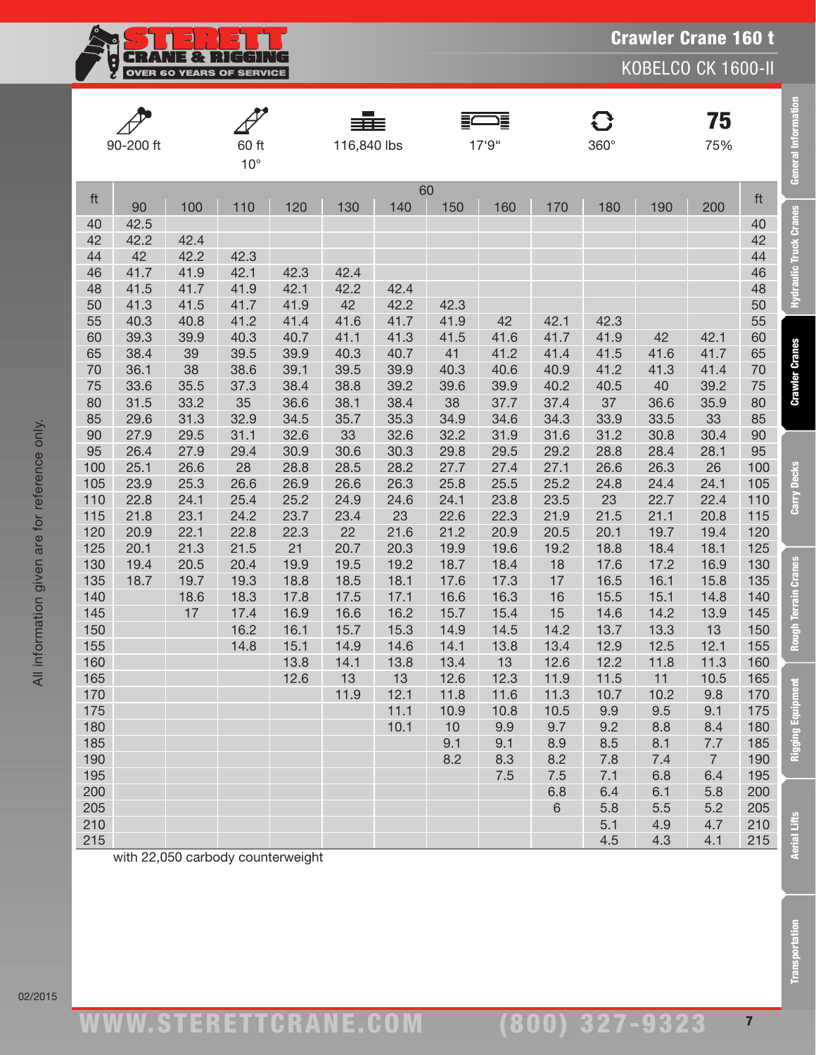# Crawler Crane 160 t

## KOBELCO CK 1600-II

| 90-200 ft | 60 ft 10° | 116,840 lbs | 17'9" | 360° | 75% |
|---|---|---|---|---|---|

| ft | 60 | | | | | | | | | | | | ft |
|---|---|---|---|---|---|---|---|---|---|---|---|---|---|
| | 90 | 100 | 110 | 120 | 130 | 140 | 150 | 160 | 170 | 180 | 190 | 200 | |
| 40 | 42.5 | | | | | | | | | | | | 40 |
| 42 | 42.2 | 42.4 | | | | | | | | | | | 42 |
| 44 | 42 | 42.2 | 42.3 | | | | | | | | | | 44 |
| 46 | 41.7 | 41.9 | 42.1 | 42.3 | 42.4 | | | | | | | | 46 |
| 48 | 41.5 | 41.7 | 41.9 | 42.1 | 42.2 | 42.4 | | | | | | | 48 |
| 50 | 41.3 | 41.5 | 41.7 | 41.9 | 42 | 42.2 | 42.3 | | | | | | 50 |
| 55 | 40.3 | 40.8 | 41.2 | 41.4 | 41.6 | 41.7 | 41.9 | 42 | 42.1 | 42.3 | | | 55 |
| 60 | 39.3 | 39.9 | 40.3 | 40.7 | 41.1 | 41.3 | 41.5 | 41.6 | 41.7 | 41.9 | 42 | 42.1 | 60 |
| 65 | 38.4 | 39 | 39.5 | 39.9 | 40.3 | 40.7 | 41 | 41.2 | 41.4 | 41.5 | 41.6 | 41.7 | 65 |
| 70 | 36.1 | 38 | 38.6 | 39.1 | 39.5 | 39.9 | 40.3 | 40.6 | 40.9 | 41.2 | 41.3 | 41.4 | 70 |
| 75 | 33.6 | 35.5 | 37.3 | 38.4 | 38.8 | 39.2 | 39.6 | 39.9 | 40.2 | 40.5 | 40 | 39.2 | 75 |
| 80 | 31.5 | 33.2 | 35 | 36.6 | 38.1 | 38.4 | 38 | 37.7 | 37.4 | 37 | 36.6 | 35.9 | 80 |
| 85 | 29.6 | 31.3 | 32.9 | 34.5 | 35.7 | 35.3 | 34.9 | 34.6 | 34.3 | 33.9 | 33.5 | 33 | 85 |
| 90 | 27.9 | 29.5 | 31.1 | 32.6 | 33 | 32.6 | 32.2 | 31.9 | 31.6 | 31.2 | 30.8 | 30.4 | 90 |
| 95 | 26.4 | 27.9 | 29.4 | 30.9 | 30.6 | 30.3 | 29.8 | 29.5 | 29.2 | 28.8 | 28.4 | 28.1 | 95 |
| 100 | 25.1 | 26.6 | 28 | 28.8 | 28.5 | 28.2 | 27.7 | 27.4 | 27.1 | 26.6 | 26.3 | 26 | 100 |
| 105 | 23.9 | 25.3 | 26.6 | 26.9 | 26.6 | 26.3 | 25.8 | 25.5 | 25.2 | 24.8 | 24.4 | 24.1 | 105 |
| 110 | 22.8 | 24.1 | 25.4 | 25.2 | 24.9 | 24.6 | 24.1 | 23.8 | 23.5 | 23 | 22.7 | 22.4 | 110 |
| 115 | 21.8 | 23.1 | 24.2 | 23.7 | 23.4 | 23 | 22.6 | 22.3 | 21.9 | 21.5 | 21.1 | 20.8 | 115 |
| 120 | 20.9 | 22.1 | 22.8 | 22.3 | 22 | 21.6 | 21.2 | 20.9 | 20.5 | 20.1 | 19.7 | 19.4 | 120 |
| 125 | 20.1 | 21.3 | 21.5 | 21 | 20.7 | 20.3 | 19.9 | 19.6 | 19.2 | 18.8 | 18.4 | 18.1 | 125 |
| 130 | 19.4 | 20.5 | 20.4 | 19.9 | 19.5 | 19.2 | 18.7 | 18.4 | 18 | 17.6 | 17.2 | 16.9 | 130 |
| 135 | 18.7 | 19.7 | 19.3 | 18.8 | 18.5 | 18.1 | 17.6 | 17.3 | 17 | 16.5 | 16.1 | 15.8 | 135 |
| 140 | | 18.6 | 18.3 | 17.8 | 17.5 | 17.1 | 16.6 | 16.3 | 16 | 15.5 | 15.1 | 14.8 | 140 |
| 145 | | 17 | 17.4 | 16.9 | 16.6 | 16.2 | 15.7 | 15.4 | 15 | 14.6 | 14.2 | 13.9 | 145 |
| 150 | | | 16.2 | 16.1 | 15.7 | 15.3 | 14.9 | 14.5 | 14.2 | 13.7 | 13.3 | 13 | 150 |
| 155 | | | 14.8 | 15.1 | 14.9 | 14.6 | 14.1 | 13.8 | 13.4 | 12.9 | 12.5 | 12.1 | 155 |
| 160 | | | | 13.8 | 14.1 | 13.8 | 13.4 | 13 | 12.6 | 12.2 | 11.8 | 11.3 | 160 |
| 165 | | | | 12.6 | 13 | 13 | 12.6 | 12.3 | 11.9 | 11.5 | 11 | 10.5 | 165 |
| 170 | | | | | 11.9 | 12.1 | 11.8 | 11.6 | 11.3 | 10.7 | 10.2 | 9.8 | 170 |
| 175 | | | | | | 11.1 | 10.9 | 10.8 | 10.5 | 9.9 | 9.5 | 9.1 | 175 |
| 180 | | | | | | 10.1 | 10 | 9.9 | 9.7 | 9.2 | 8.8 | 8.4 | 180 |
| 185 | | | | | | | 9.1 | 9.1 | 8.9 | 8.5 | 8.1 | 7.7 | 185 |
| 190 | | | | | | | 8.2 | 8.3 | 8.2 | 7.8 | 7.4 | 7 | 190 |
| 195 | | | | | | | | 7.5 | 7.5 | 7.1 | 6.8 | 6.4 | 195 |
| 200 | | | | | | | | | 6.8 | 6.4 | 6.1 | 5.8 | 200 |
| 205 | | | | | | | | | 6 | 5.8 | 5.5 | 5.2 | 205 |
| 210 | | | | | | | | | | 5.1 | 4.9 | 4.7 | 210 |
| 215 | | | | | | | | | | 4.5 | 4.3 | 4.1 | 215 |

with 22,050 carbody counterweight

All information given are for reference only.

02/2015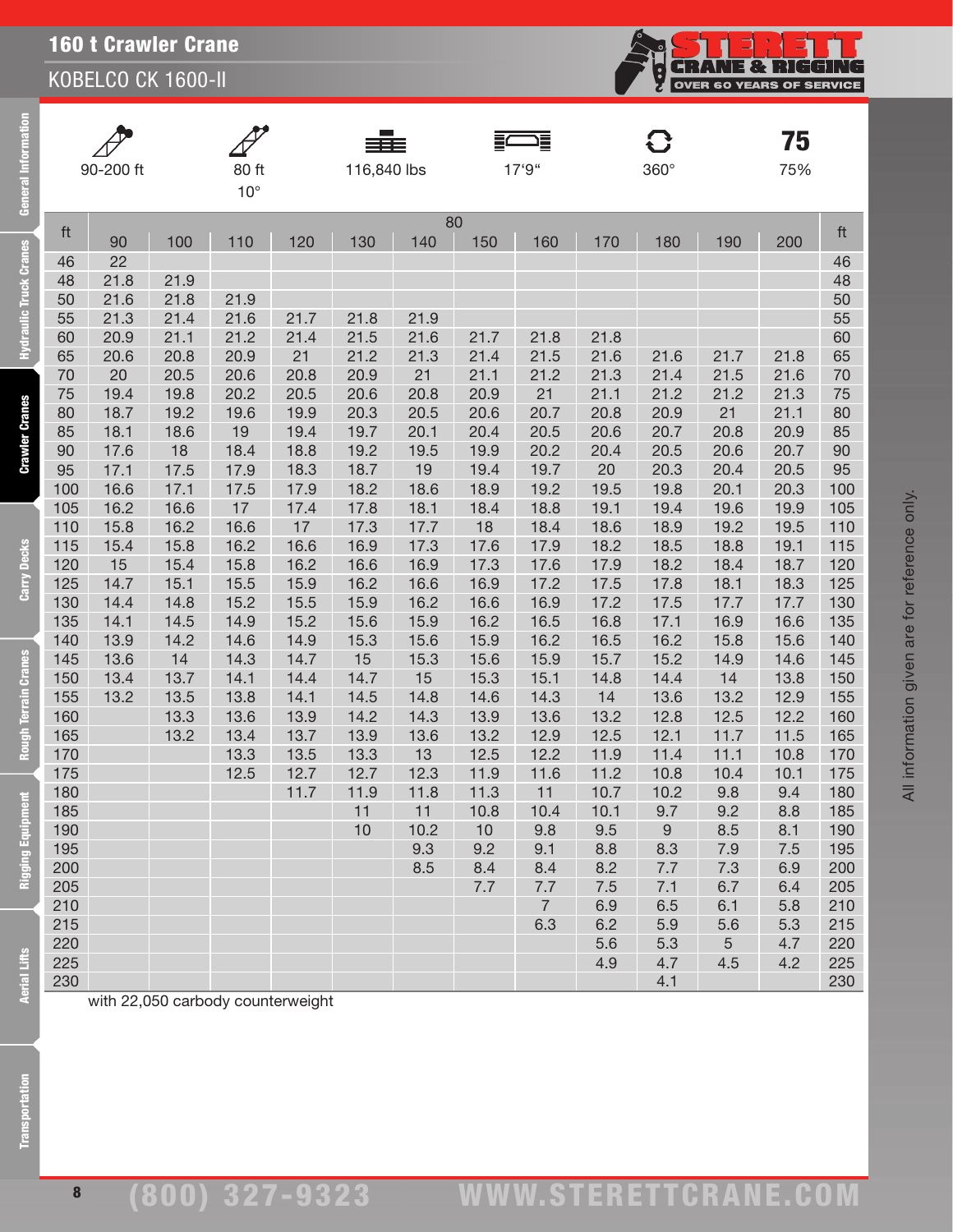# 160 t Crawler Crane

## KOBELCO CK 1600-II

| 90-200 ft | 80 ft 10° | 116,840 lbs | 17'9" | 360° | 75% |
|---|---|---|---|---|---|

| ft | 80 | | | | | | | | | | | | ft |
|---|---|---|---|---|---|---|---|---|---|---|---|---|---|
| | 90 | 100 | 110 | 120 | 130 | 140 | 150 | 160 | 170 | 180 | 190 | 200 | |
| 46 | 22 | | | | | | | | | | | | 46 |
| 48 | 21.8 | 21.9 | | | | | | | | | | | 48 |
| 50 | 21.6 | 21.8 | 21.9 | | | | | | | | | | 50 |
| 55 | 21.3 | 21.4 | 21.6 | 21.7 | 21.8 | 21.9 | | | | | | | 55 |
| 60 | 20.9 | 21.1 | 21.2 | 21.4 | 21.5 | 21.6 | 21.7 | 21.8 | 21.8 | | | | 60 |
| 65 | 20.6 | 20.8 | 20.9 | 21 | 21.2 | 21.3 | 21.4 | 21.5 | 21.6 | 21.6 | 21.7 | 21.8 | 65 |
| 70 | 20 | 20.5 | 20.6 | 20.8 | 20.9 | 21 | 21.1 | 21.2 | 21.3 | 21.4 | 21.5 | 21.6 | 70 |
| 75 | 19.4 | 19.8 | 20.2 | 20.5 | 20.6 | 20.8 | 20.9 | 21 | 21.1 | 21.2 | 21.2 | 21.3 | 75 |
| 80 | 18.7 | 19.2 | 19.6 | 19.9 | 20.3 | 20.5 | 20.6 | 20.7 | 20.8 | 20.9 | 21 | 21.1 | 80 |
| 85 | 18.1 | 18.6 | 19 | 19.4 | 19.7 | 20.1 | 20.4 | 20.5 | 20.6 | 20.7 | 20.8 | 20.9 | 85 |
| 90 | 17.6 | 18 | 18.4 | 18.8 | 19.2 | 19.5 | 19.9 | 20.2 | 20.4 | 20.5 | 20.6 | 20.7 | 90 |
| 95 | 17.1 | 17.5 | 17.9 | 18.3 | 18.7 | 19 | 19.4 | 19.7 | 20 | 20.3 | 20.4 | 20.5 | 95 |
| 100 | 16.6 | 17.1 | 17.5 | 17.9 | 18.2 | 18.6 | 18.9 | 19.2 | 19.5 | 19.8 | 20.1 | 20.3 | 100 |
| 105 | 16.2 | 16.6 | 17 | 17.4 | 17.8 | 18.1 | 18.4 | 18.8 | 19.1 | 19.4 | 19.6 | 19.9 | 105 |
| 110 | 15.8 | 16.2 | 16.6 | 17 | 17.3 | 17.7 | 18 | 18.4 | 18.6 | 18.9 | 19.2 | 19.5 | 110 |
| 115 | 15.4 | 15.8 | 16.2 | 16.6 | 16.9 | 17.3 | 17.6 | 17.9 | 18.2 | 18.5 | 18.8 | 19.1 | 115 |
| 120 | 15 | 15.4 | 15.8 | 16.2 | 16.6 | 16.9 | 17.3 | 17.6 | 17.9 | 18.2 | 18.4 | 18.7 | 120 |
| 125 | 14.7 | 15.1 | 15.5 | 15.9 | 16.2 | 16.6 | 16.9 | 17.2 | 17.5 | 17.8 | 18.1 | 18.3 | 125 |
| 130 | 14.4 | 14.8 | 15.2 | 15.5 | 15.9 | 16.2 | 16.6 | 16.9 | 17.2 | 17.5 | 17.7 | 17.7 | 130 |
| 135 | 14.1 | 14.5 | 14.9 | 15.2 | 15.6 | 15.9 | 16.2 | 16.5 | 16.8 | 17.1 | 16.9 | 16.6 | 135 |
| 140 | 13.9 | 14.2 | 14.6 | 14.9 | 15.3 | 15.6 | 15.9 | 16.2 | 16.5 | 16.2 | 15.8 | 15.6 | 140 |
| 145 | 13.6 | 14 | 14.3 | 14.7 | 15 | 15.3 | 15.6 | 15.9 | 15.7 | 15.2 | 14.9 | 14.6 | 145 |
| 150 | 13.4 | 13.7 | 14.1 | 14.4 | 14.7 | 15 | 15.3 | 15.1 | 14.8 | 14.4 | 14 | 13.8 | 150 |
| 155 | 13.2 | 13.5 | 13.8 | 14.1 | 14.5 | 14.8 | 14.6 | 14.3 | 14 | 13.6 | 13.2 | 12.9 | 155 |
| 160 | | 13.3 | 13.6 | 13.9 | 14.2 | 14.3 | 13.9 | 13.6 | 13.2 | 12.8 | 12.5 | 12.2 | 160 |
| 165 | | 13.2 | 13.4 | 13.7 | 13.9 | 13.6 | 13.2 | 12.9 | 12.5 | 12.1 | 11.7 | 11.5 | 165 |
| 170 | | | 13.3 | 13.5 | 13.3 | 13 | 12.5 | 12.2 | 11.9 | 11.4 | 11.1 | 10.8 | 170 |
| 175 | | | 12.5 | 12.7 | 12.7 | 12.3 | 11.9 | 11.6 | 11.2 | 10.8 | 10.4 | 10.1 | 175 |
| 180 | | | | 11.7 | 11.9 | 11.8 | 11.3 | 11 | 10.7 | 10.2 | 9.8 | 9.4 | 180 |
| 185 | | | | | 11 | 11 | 10.8 | 10.4 | 10.1 | 9.7 | 9.2 | 8.8 | 185 |
| 190 | | | | | 10 | 10.2 | 10 | 9.8 | 9.5 | 9 | 8.5 | 8.1 | 190 |
| 195 | | | | | | 9.3 | 9.2 | 9.1 | 8.8 | 8.3 | 7.9 | 7.5 | 195 |
| 200 | | | | | | 8.5 | 8.4 | 8.4 | 8.2 | 7.7 | 7.3 | 6.9 | 200 |
| 205 | | | | | | | 7.7 | 7.7 | 7.5 | 7.1 | 6.7 | 6.4 | 205 |
| 210 | | | | | | | | 7 | 6.9 | 6.5 | 6.1 | 5.8 | 210 |
| 215 | | | | | | | | 6.3 | 6.2 | 5.9 | 5.6 | 5.3 | 215 |
| 220 | | | | | | | | | 5.6 | 5.3 | 5 | 4.7 | 220 |
| 225 | | | | | | | | | 4.9 | 4.7 | 4.5 | 4.2 | 225 |
| 230 | | | | | | | | | | 4.1 | | | 230 |

with 22,050 carbody counterweight

All information given are for reference only.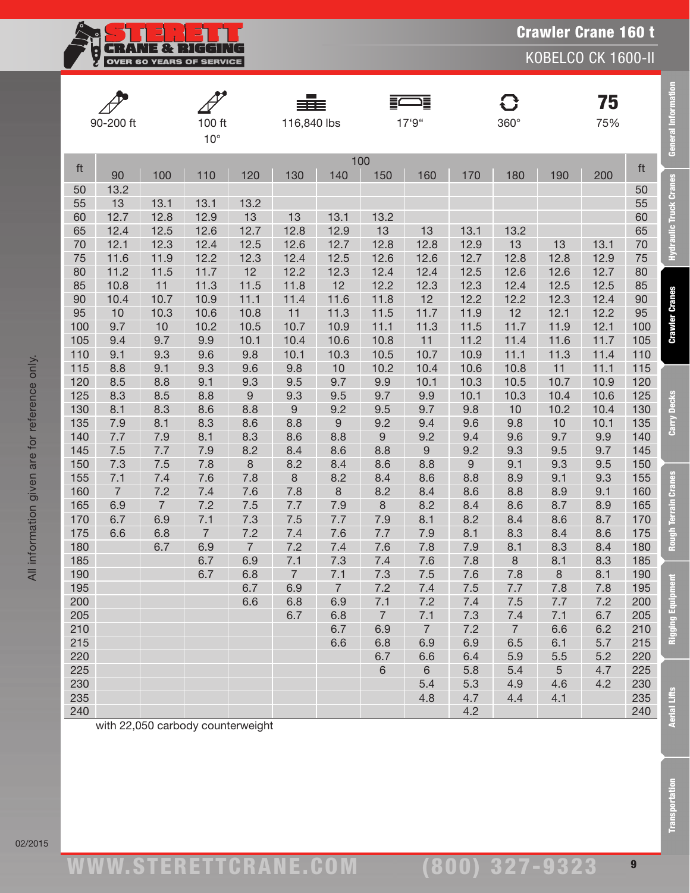# Crawler Crane 160 t

## KOBELCO CK 1600-II

| 90-200 ft | 100 ft 10° | 116,840 lbs | 17'9" | 360° | 75% |
|---|---|---|---|---|---|

| ft | 100 | | | | | | | | | | | ft |
|---|---|---|---|---|---|---|---|---|---|---|---|---|
| | 90 | 100 | 110 | 120 | 130 | 140 | 150 | 160 | 170 | 180 | 190 | 200 | |
| 50 | 13.2 | | | | | | | | | | | | 50 |
| 55 | 13 | 13.1 | 13.1 | 13.2 | | | | | | | | | 55 |
| 60 | 12.7 | 12.8 | 12.9 | 13 | 13 | 13.1 | 13.2 | | | | | | 60 |
| 65 | 12.4 | 12.5 | 12.6 | 12.7 | 12.8 | 12.9 | 13 | 13 | 13.1 | 13.2 | | | 65 |
| 70 | 12.1 | 12.3 | 12.4 | 12.5 | 12.6 | 12.7 | 12.8 | 12.8 | 12.9 | 13 | 13 | 13.1 | 70 |
| 75 | 11.6 | 11.9 | 12.2 | 12.3 | 12.4 | 12.5 | 12.6 | 12.6 | 12.7 | 12.8 | 12.8 | 12.9 | 75 |
| 80 | 11.2 | 11.5 | 11.7 | 12 | 12.2 | 12.3 | 12.4 | 12.4 | 12.5 | 12.6 | 12.6 | 12.7 | 80 |
| 85 | 10.8 | 11 | 11.3 | 11.5 | 11.8 | 12 | 12.2 | 12.3 | 12.3 | 12.4 | 12.5 | 12.5 | 85 |
| 90 | 10.4 | 10.7 | 10.9 | 11.1 | 11.4 | 11.6 | 11.8 | 12 | 12.2 | 12.2 | 12.3 | 12.4 | 90 |
| 95 | 10 | 10.3 | 10.6 | 10.8 | 11 | 11.3 | 11.5 | 11.7 | 11.9 | 12 | 12.1 | 12.2 | 95 |
| 100 | 9.7 | 10 | 10.2 | 10.5 | 10.7 | 10.9 | 11.1 | 11.3 | 11.5 | 11.7 | 11.9 | 12.1 | 100 |
| 105 | 9.4 | 9.7 | 9.9 | 10.1 | 10.4 | 10.6 | 10.8 | 11 | 11.2 | 11.4 | 11.6 | 11.7 | 105 |
| 110 | 9.1 | 9.3 | 9.6 | 9.8 | 10.1 | 10.3 | 10.5 | 10.7 | 10.9 | 11.1 | 11.3 | 11.4 | 110 |
| 115 | 8.8 | 9.1 | 9.3 | 9.6 | 9.8 | 10 | 10.2 | 10.4 | 10.6 | 10.8 | 11 | 11.1 | 115 |
| 120 | 8.5 | 8.8 | 9.1 | 9.3 | 9.5 | 9.7 | 9.9 | 10.1 | 10.3 | 10.5 | 10.7 | 10.9 | 120 |
| 125 | 8.3 | 8.5 | 8.8 | 9 | 9.3 | 9.5 | 9.7 | 9.9 | 10.1 | 10.3 | 10.4 | 10.6 | 125 |
| 130 | 8.1 | 8.3 | 8.6 | 8.8 | 9 | 9.2 | 9.5 | 9.7 | 9.8 | 10 | 10.2 | 10.4 | 130 |
| 135 | 7.9 | 8.1 | 8.3 | 8.6 | 8.8 | 9 | 9.2 | 9.4 | 9.6 | 9.8 | 10 | 10.1 | 135 |
| 140 | 7.7 | 7.9 | 8.1 | 8.3 | 8.6 | 8.8 | 9 | 9.2 | 9.4 | 9.6 | 9.7 | 9.9 | 140 |
| 145 | 7.5 | 7.7 | 7.9 | 8.2 | 8.4 | 8.6 | 8.8 | 9 | 9.2 | 9.3 | 9.5 | 9.7 | 145 |
| 150 | 7.3 | 7.5 | 7.8 | 8 | 8.2 | 8.4 | 8.6 | 8.8 | 9 | 9.1 | 9.3 | 9.5 | 150 |
| 155 | 7.1 | 7.4 | 7.6 | 7.8 | 8 | 8.2 | 8.4 | 8.6 | 8.8 | 8.9 | 9.1 | 9.3 | 155 |
| 160 | 7 | 7.2 | 7.4 | 7.6 | 7.8 | 8 | 8.2 | 8.4 | 8.6 | 8.8 | 8.9 | 9.1 | 160 |
| 165 | 6.9 | 7 | 7.2 | 7.5 | 7.7 | 7.9 | 8 | 8.2 | 8.4 | 8.6 | 8.7 | 8.9 | 165 |
| 170 | 6.7 | 6.9 | 7.1 | 7.3 | 7.5 | 7.7 | 7.9 | 8.1 | 8.2 | 8.4 | 8.6 | 8.7 | 170 |
| 175 | 6.6 | 6.8 | 7 | 7.2 | 7.4 | 7.6 | 7.7 | 7.9 | 8.1 | 8.3 | 8.4 | 8.6 | 175 |
| 180 | | 6.7 | 6.9 | 7 | 7.2 | 7.4 | 7.6 | 7.8 | 7.9 | 8.1 | 8.3 | 8.4 | 180 |
| 185 | | | 6.7 | 6.9 | 7.1 | 7.3 | 7.4 | 7.6 | 7.8 | 8 | 8.1 | 8.3 | 185 |
| 190 | | | 6.7 | 6.8 | 7 | 7.1 | 7.3 | 7.5 | 7.6 | 7.8 | 8 | 8.1 | 190 |
| 195 | | | | 6.7 | 6.9 | 7 | 7.2 | 7.4 | 7.5 | 7.7 | 7.8 | 7.8 | 195 |
| 200 | | | | 6.6 | 6.8 | 6.9 | 7.1 | 7.2 | 7.4 | 7.5 | 7.7 | 7.2 | 200 |
| 205 | | | | | 6.7 | 6.8 | 7 | 7.1 | 7.3 | 7.4 | 7.1 | 6.7 | 205 |
| 210 | | | | | | 6.7 | 6.9 | 7 | 7.2 | 7 | 6.6 | 6.2 | 210 |
| 215 | | | | | | 6.6 | 6.8 | 6.9 | 6.9 | 6.5 | 6.1 | 5.7 | 215 |
| 220 | | | | | | | 6.7 | 6.6 | 6.4 | 5.9 | 5.5 | 5.2 | 220 |
| 225 | | | | | | | 6 | 6 | 5.8 | 5.4 | 5 | 4.7 | 225 |
| 230 | | | | | | | | 5.4 | 5.3 | 4.9 | 4.6 | 4.2 | 230 |
| 235 | | | | | | | | 4.8 | 4.7 | 4.4 | 4.1 | | 235 |
| 240 | | | | | | | | | 4.2 | | | | 240 |

with 22,050 carbody counterweight

All information given are for reference only.

02/2015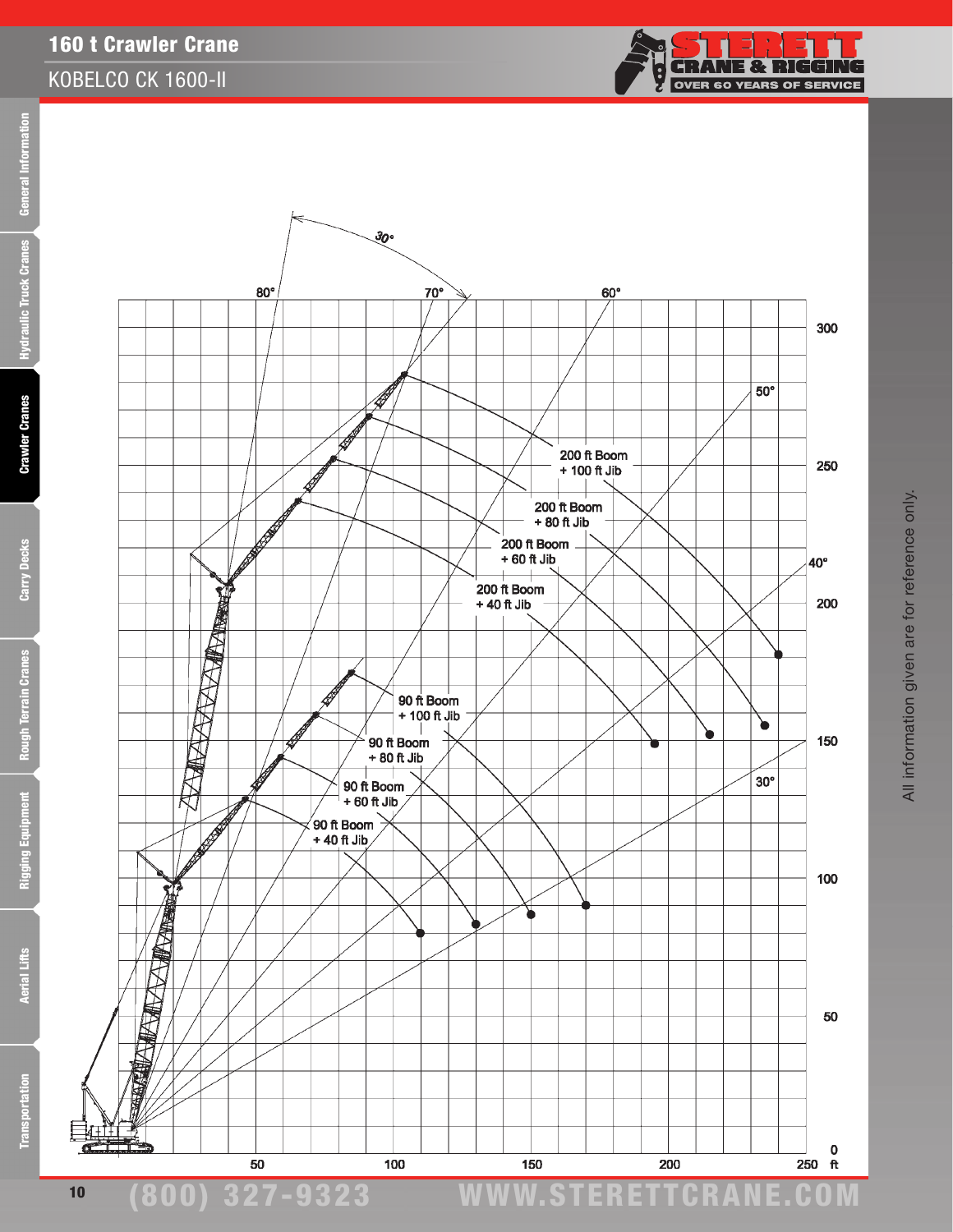# 160 t Crawler Crane

## KOBELCO CK 1600-II

30°

80° 70° 60°

50°

40°

30°

200 ft Boom + 100 ft Jib

200 ft Boom + 80 ft Jib

200 ft Boom + 60 ft Jib

200 ft Boom + 40 ft Jib

90 ft Boom + 100 ft Jib

90 ft Boom + 80 ft Jib

90 ft Boom + 60 ft Jib

90 ft Boom + 40 ft Jib

300

250

200

150

100

50

0

50 100 150 200 250 ft

All information given are for reference only.

(800) 327-9323 WWW.STERETTCRANE.COM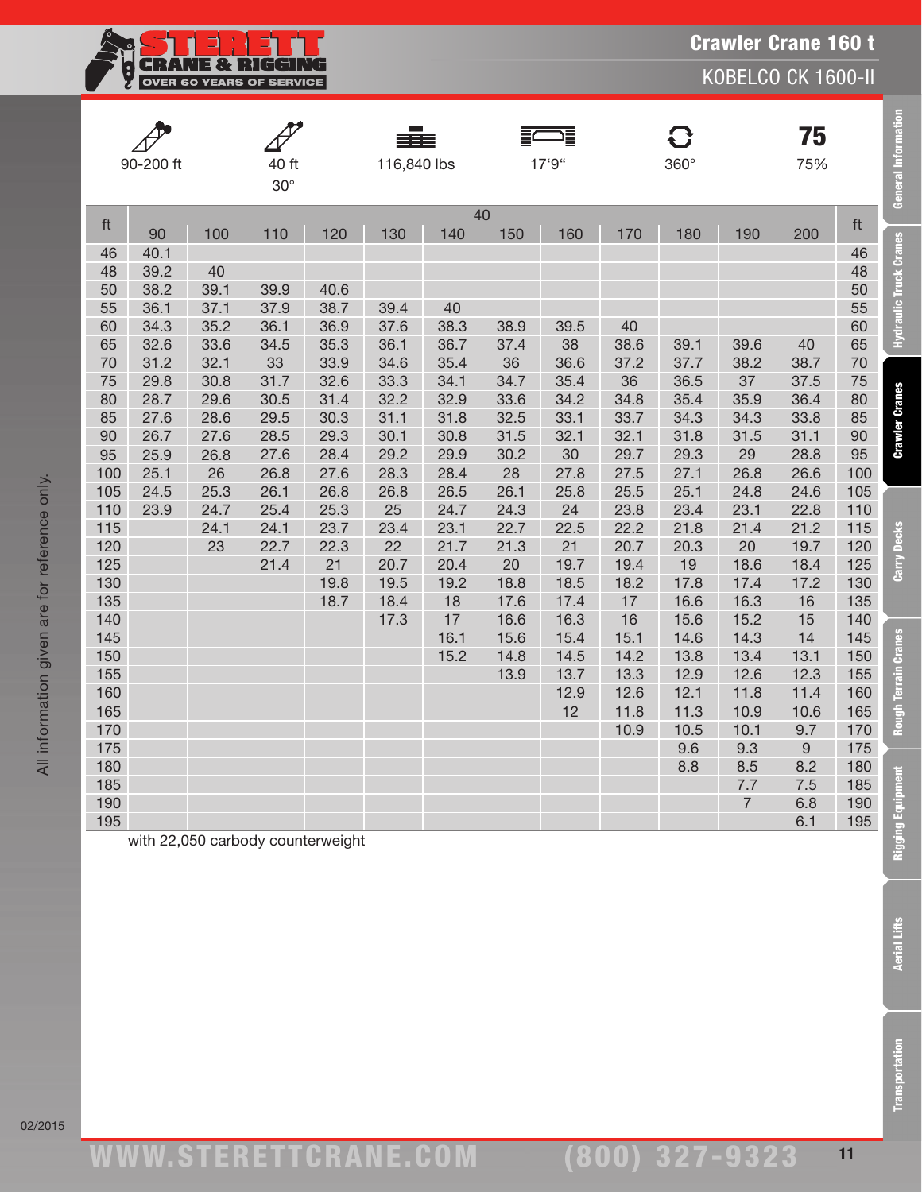# Crawler Crane 160 t

## KOBELCO CK 1600-II

| 90-200 ft | 40 ft 30° | 116,840 lbs | 17'9" | 360° | 75% |
|---|---|---|---|---|---|

| ft | 40 | | | | | | | | | | | ft |
|---|---|---|---|---|---|---|---|---|---|---|---|---|
| | 90 | 100 | 110 | 120 | 130 | 140 | 150 | 160 | 170 | 180 | 190 | 200 | |
| 46 | 40.1 | | | | | | | | | | | | 46 |
| 48 | 39.2 | 40 | | | | | | | | | | | 48 |
| 50 | 38.2 | 39.1 | 39.9 | 40.6 | | | | | | | | | 50 |
| 55 | 36.1 | 37.1 | 37.9 | 38.7 | 39.4 | 40 | | | | | | | 55 |
| 60 | 34.3 | 35.2 | 36.1 | 36.9 | 37.6 | 38.3 | 38.9 | 39.5 | 40 | | | | 60 |
| 65 | 32.6 | 33.6 | 34.5 | 35.3 | 36.1 | 36.7 | 37.4 | 38 | 38.6 | 39.1 | 39.6 | 40 | 65 |
| 70 | 31.2 | 32.1 | 33 | 33.9 | 34.6 | 35.4 | 36 | 36.6 | 37.2 | 37.7 | 38.2 | 38.7 | 70 |
| 75 | 29.8 | 30.8 | 31.7 | 32.6 | 33.3 | 34.1 | 34.7 | 35.4 | 36 | 36.5 | 37 | 37.5 | 75 |
| 80 | 28.7 | 29.6 | 30.5 | 31.4 | 32.2 | 32.9 | 33.6 | 34.2 | 34.8 | 35.4 | 35.9 | 36.4 | 80 |
| 85 | 27.6 | 28.6 | 29.5 | 30.3 | 31.1 | 31.8 | 32.5 | 33.1 | 33.7 | 34.3 | 34.3 | 33.8 | 85 |
| 90 | 26.7 | 27.6 | 28.5 | 29.3 | 30.1 | 30.8 | 31.5 | 32.1 | 32.1 | 31.8 | 31.5 | 31.1 | 90 |
| 95 | 25.9 | 26.8 | 27.6 | 28.4 | 29.2 | 29.9 | 30.2 | 30 | 29.7 | 29.3 | 29 | 28.8 | 95 |
| 100 | 25.1 | 26 | 26.8 | 27.6 | 28.3 | 28.4 | 28 | 27.8 | 27.5 | 27.1 | 26.8 | 26.6 | 100 |
| 105 | 24.5 | 25.3 | 26.1 | 26.8 | 26.8 | 26.5 | 26.1 | 25.8 | 25.5 | 25.1 | 24.8 | 24.6 | 105 |
| 110 | 23.9 | 24.7 | 25.4 | 25.3 | 25 | 24.7 | 24.3 | 24 | 23.8 | 23.4 | 23.1 | 22.8 | 110 |
| 115 | | 24.1 | 24.1 | 23.7 | 23.4 | 23.1 | 22.7 | 22.5 | 22.2 | 21.8 | 21.4 | 21.2 | 115 |
| 120 | | 23 | 22.7 | 22.3 | 22 | 21.7 | 21.3 | 21 | 20.7 | 20.3 | 20 | 19.7 | 120 |
| 125 | | | 21.4 | 21 | 20.7 | 20.4 | 20 | 19.7 | 19.4 | 19 | 18.6 | 18.4 | 125 |
| 130 | | | | 19.8 | 19.5 | 19.2 | 18.8 | 18.5 | 18.2 | 17.8 | 17.4 | 17.2 | 130 |
| 135 | | | | 18.7 | 18.4 | 18 | 17.6 | 17.4 | 17 | 16.6 | 16.3 | 16 | 135 |
| 140 | | | | | 17.3 | 17 | 16.6 | 16.3 | 16 | 15.6 | 15.2 | 15 | 140 |
| 145 | | | | | | 16.1 | 15.6 | 15.4 | 15.1 | 14.6 | 14.3 | 14 | 145 |
| 150 | | | | | | 15.2 | 14.8 | 14.5 | 14.2 | 13.8 | 13.4 | 13.1 | 150 |
| 155 | | | | | | | 13.9 | 13.7 | 13.3 | 12.9 | 12.6 | 12.3 | 155 |
| 160 | | | | | | | | 12.9 | 12.6 | 12.1 | 11.8 | 11.4 | 160 |
| 165 | | | | | | | | 12 | 11.8 | 11.3 | 10.9 | 10.6 | 165 |
| 170 | | | | | | | | | 10.9 | 10.5 | 10.1 | 9.7 | 170 |
| 175 | | | | | | | | | | 9.6 | 9.3 | 9 | 175 |
| 180 | | | | | | | | | | 8.8 | 8.5 | 8.2 | 180 |
| 185 | | | | | | | | | | | 7.7 | 7.5 | 185 |
| 190 | | | | | | | | | | | 7 | 6.8 | 190 |
| 195 | | | | | | | | | | | | 6.1 | 195 |

with 22,050 carbody counterweight

All information given are for reference only.

02/2015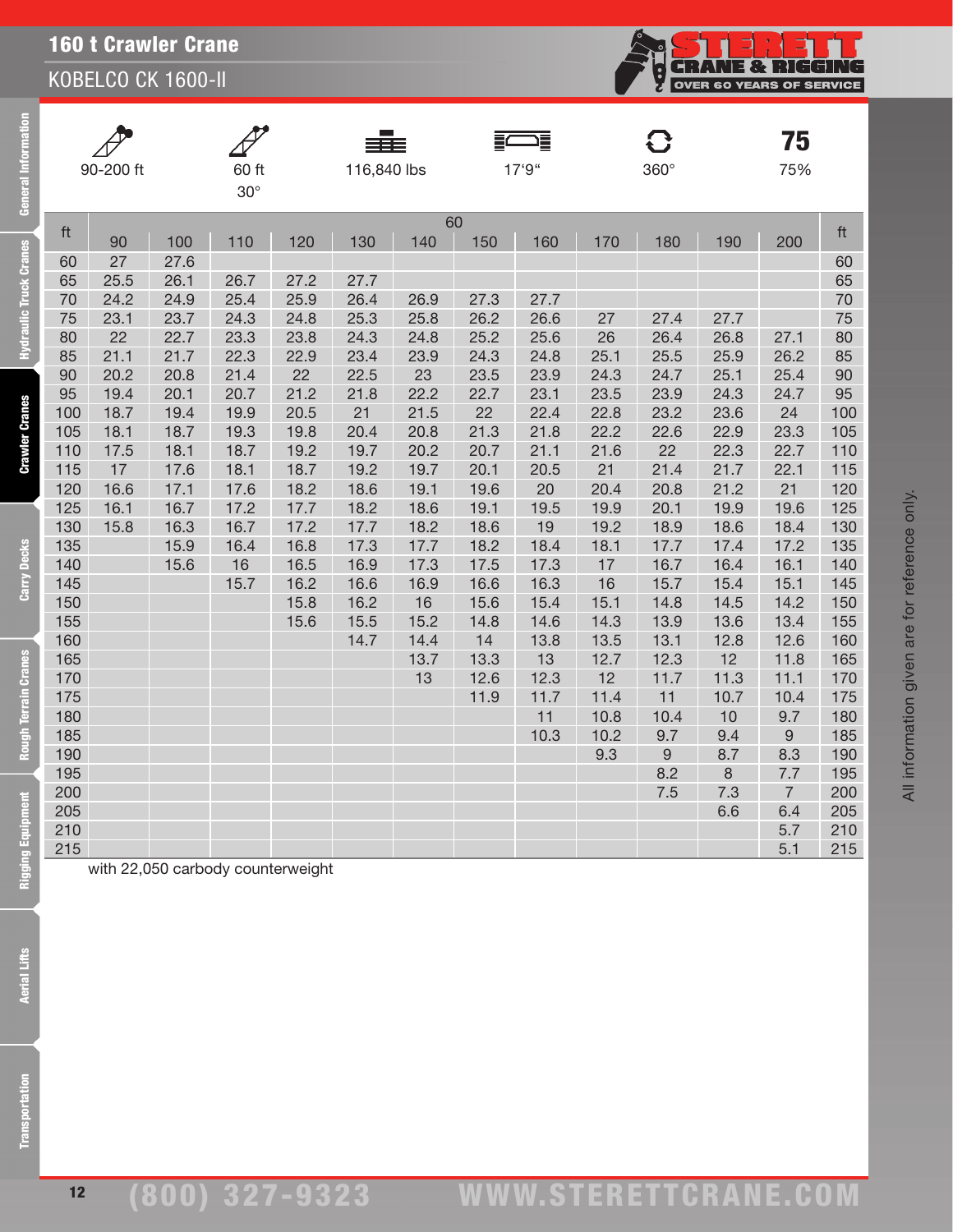# 160 t Crawler Crane

## KOBELCO CK 1600-II

| 90-200 ft | 60 ft 30° | 116,840 lbs | 17'9" | 360° | 75% |
|---|---|---|---|---|---|

| ft | 60 | | | | | | | | | | | | ft |
|---|---|---|---|---|---|---|---|---|---|---|---|---|---|
| | 90 | 100 | 110 | 120 | 130 | 140 | 150 | 160 | 170 | 180 | 190 | 200 | |
| 60 | 27 | 27.6 | | | | | | | | | | | 60 |
| 65 | 25.5 | 26.1 | 26.7 | 27.2 | 27.7 | | | | | | | | 65 |
| 70 | 24.2 | 24.9 | 25.4 | 25.9 | 26.4 | 26.9 | 27.3 | 27.7 | | | | | 70 |
| 75 | 23.1 | 23.7 | 24.3 | 24.8 | 25.3 | 25.8 | 26.2 | 26.6 | 27 | 27.4 | 27.7 | | 75 |
| 80 | 22 | 22.7 | 23.3 | 23.8 | 24.3 | 24.8 | 25.2 | 25.6 | 26 | 26.4 | 26.8 | 27.1 | 80 |
| 85 | 21.1 | 21.7 | 22.3 | 22.9 | 23.4 | 23.9 | 24.3 | 24.8 | 25.1 | 25.5 | 25.9 | 26.2 | 85 |
| 90 | 20.2 | 20.8 | 21.4 | 22 | 22.5 | 23 | 23.5 | 23.9 | 24.3 | 24.7 | 25.1 | 25.4 | 90 |
| 95 | 19.4 | 20.1 | 20.7 | 21.2 | 21.8 | 22.2 | 22.7 | 23.1 | 23.5 | 23.9 | 24.3 | 24.7 | 95 |
| 100 | 18.7 | 19.4 | 19.9 | 20.5 | 21 | 21.5 | 22 | 22.4 | 22.8 | 23.2 | 23.6 | 24 | 100 |
| 105 | 18.1 | 18.7 | 19.3 | 19.8 | 20.4 | 20.8 | 21.3 | 21.8 | 22.2 | 22.6 | 22.9 | 23.3 | 105 |
| 110 | 17.5 | 18.1 | 18.7 | 19.2 | 19.7 | 20.2 | 20.7 | 21.1 | 21.6 | 22 | 22.3 | 22.7 | 110 |
| 115 | 17 | 17.6 | 18.1 | 18.7 | 19.2 | 19.7 | 20.1 | 20.5 | 21 | 21.4 | 21.7 | 22.1 | 115 |
| 120 | 16.6 | 17.1 | 17.6 | 18.2 | 18.6 | 19.1 | 19.6 | 20 | 20.4 | 20.8 | 21.2 | 21 | 120 |
| 125 | 16.1 | 16.7 | 17.2 | 17.7 | 18.2 | 18.6 | 19.1 | 19.5 | 19.9 | 20.1 | 19.9 | 19.6 | 125 |
| 130 | 15.8 | 16.3 | 16.7 | 17.2 | 17.7 | 18.2 | 18.6 | 19 | 19.2 | 18.9 | 18.6 | 18.4 | 130 |
| 135 | | 15.9 | 16.4 | 16.8 | 17.3 | 17.7 | 18.2 | 18.4 | 18.1 | 17.7 | 17.4 | 17.2 | 135 |
| 140 | | 15.6 | 16 | 16.5 | 16.9 | 17.3 | 17.5 | 17.3 | 17 | 16.7 | 16.4 | 16.1 | 140 |
| 145 | | | 15.7 | 16.2 | 16.6 | 16.9 | 16.6 | 16.3 | 16 | 15.7 | 15.4 | 15.1 | 145 |
| 150 | | | | 15.8 | 16.2 | 16 | 15.6 | 15.4 | 15.1 | 14.8 | 14.5 | 14.2 | 150 |
| 155 | | | | 15.6 | 15.5 | 15.2 | 14.8 | 14.6 | 14.3 | 13.9 | 13.6 | 13.4 | 155 |
| 160 | | | | | 14.7 | 14.4 | 14 | 13.8 | 13.5 | 13.1 | 12.8 | 12.6 | 160 |
| 165 | | | | | | 13.7 | 13.3 | 13 | 12.7 | 12.3 | 12 | 11.8 | 165 |
| 170 | | | | | | 13 | 12.6 | 12.3 | 12 | 11.7 | 11.3 | 11.1 | 170 |
| 175 | | | | | | | 11.9 | 11.7 | 11.4 | 11 | 10.7 | 10.4 | 175 |
| 180 | | | | | | | | 11 | 10.8 | 10.4 | 10 | 9.7 | 180 |
| 185 | | | | | | | | 10.3 | 10.2 | 9.7 | 9.4 | 9 | 185 |
| 190 | | | | | | | | | 9.3 | 9 | 8.7 | 8.3 | 190 |
| 195 | | | | | | | | | | 8.2 | 8 | 7.7 | 195 |
| 200 | | | | | | | | | | 7.5 | 7.3 | 7 | 200 |
| 205 | | | | | | | | | | | 6.6 | 6.4 | 205 |
| 210 | | | | | | | | | | | | 5.7 | 210 |
| 215 | | | | | | | | | | | | 5.1 | 215 |

with 22,050 carbody counterweight

All information given are for reference only.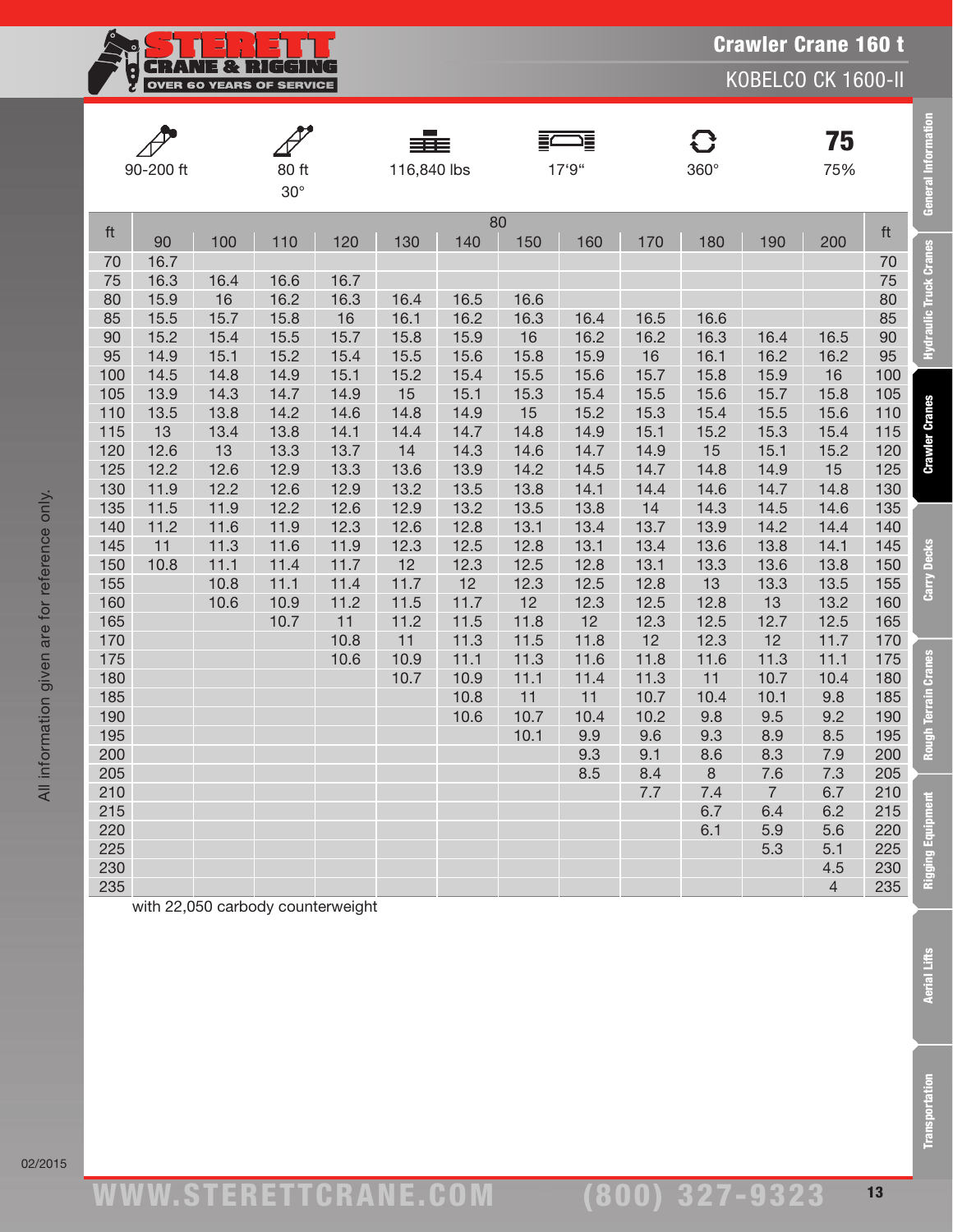# Crawler Crane 160 t

## KOBELCO CK 1600-II

| 90-200 ft | 80 ft 30° | 116,840 lbs | 17'9" | 360° | 75 75% |
|---|---|---|---|---|---|

| ft | 80 | | | | | | | | | | | | ft |
|---|---|---|---|---|---|---|---|---|---|---|---|---|---|
| | 90 | 100 | 110 | 120 | 130 | 140 | 150 | 160 | 170 | 180 | 190 | 200 | |
| 70 | 16.7 | | | | | | | | | | | | 70 |
| 75 | 16.3 | 16.4 | 16.6 | 16.7 | | | | | | | | | 75 |
| 80 | 15.9 | 16 | 16.2 | 16.3 | 16.4 | 16.5 | 16.6 | | | | | | 80 |
| 85 | 15.5 | 15.7 | 15.8 | 16 | 16.1 | 16.2 | 16.3 | 16.4 | 16.5 | 16.6 | | | 85 |
| 90 | 15.2 | 15.4 | 15.5 | 15.7 | 15.8 | 15.9 | 16 | 16.2 | 16.2 | 16.3 | 16.4 | 16.5 | 90 |
| 95 | 14.9 | 15.1 | 15.2 | 15.4 | 15.5 | 15.6 | 15.8 | 15.9 | 16 | 16.1 | 16.2 | 16.2 | 95 |
| 100 | 14.5 | 14.8 | 14.9 | 15.1 | 15.2 | 15.4 | 15.5 | 15.6 | 15.7 | 15.8 | 15.9 | 16 | 100 |
| 105 | 13.9 | 14.3 | 14.7 | 14.9 | 15 | 15.1 | 15.3 | 15.4 | 15.5 | 15.6 | 15.7 | 15.8 | 105 |
| 110 | 13.5 | 13.8 | 14.2 | 14.6 | 14.8 | 14.9 | 15 | 15.2 | 15.3 | 15.4 | 15.5 | 15.6 | 110 |
| 115 | 13 | 13.4 | 13.8 | 14.1 | 14.4 | 14.7 | 14.8 | 14.9 | 15.1 | 15.2 | 15.3 | 15.4 | 115 |
| 120 | 12.6 | 13 | 13.3 | 13.7 | 14 | 14.3 | 14.6 | 14.7 | 14.9 | 15 | 15.1 | 15.2 | 120 |
| 125 | 12.2 | 12.6 | 12.9 | 13.3 | 13.6 | 13.9 | 14.2 | 14.5 | 14.7 | 14.8 | 14.9 | 15 | 125 |
| 130 | 11.9 | 12.2 | 12.6 | 12.9 | 13.2 | 13.5 | 13.8 | 14.1 | 14.4 | 14.6 | 14.7 | 14.8 | 130 |
| 135 | 11.5 | 11.9 | 12.2 | 12.6 | 12.9 | 13.2 | 13.5 | 13.8 | 14 | 14.3 | 14.5 | 14.6 | 135 |
| 140 | 11.2 | 11.6 | 11.9 | 12.3 | 12.6 | 12.8 | 13.1 | 13.4 | 13.7 | 13.9 | 14.2 | 14.4 | 140 |
| 145 | 11 | 11.3 | 11.6 | 11.9 | 12.3 | 12.5 | 12.8 | 13.1 | 13.4 | 13.6 | 13.8 | 14.1 | 145 |
| 150 | 10.8 | 11.1 | 11.4 | 11.7 | 12 | 12.3 | 12.5 | 12.8 | 13.1 | 13.3 | 13.6 | 13.8 | 150 |
| 155 | | 10.8 | 11.1 | 11.4 | 11.7 | 12 | 12.3 | 12.5 | 12.8 | 13 | 13.3 | 13.5 | 155 |
| 160 | | 10.6 | 10.9 | 11.2 | 11.5 | 11.7 | 12 | 12.3 | 12.5 | 12.8 | 13 | 13.2 | 160 |
| 165 | | | 10.7 | 11 | 11.2 | 11.5 | 11.8 | 12 | 12.3 | 12.5 | 12.7 | 12.5 | 165 |
| 170 | | | | 10.8 | 11 | 11.3 | 11.5 | 11.8 | 12 | 12.3 | 12 | 11.7 | 170 |
| 175 | | | | 10.6 | 10.9 | 11.1 | 11.3 | 11.6 | 11.8 | 11.6 | 11.3 | 11.1 | 175 |
| 180 | | | | | 10.7 | 10.9 | 11.1 | 11.4 | 11.3 | 11 | 10.7 | 10.4 | 180 |
| 185 | | | | | | 10.8 | 11 | 11 | 10.7 | 10.4 | 10.1 | 9.8 | 185 |
| 190 | | | | | | 10.6 | 10.7 | 10.4 | 10.2 | 9.8 | 9.5 | 9.2 | 190 |
| 195 | | | | | | | 10.1 | 9.9 | 9.6 | 9.3 | 8.9 | 8.5 | 195 |
| 200 | | | | | | | | 9.3 | 9.1 | 8.6 | 8.3 | 7.9 | 200 |
| 205 | | | | | | | | 8.5 | 8.4 | 8 | 7.6 | 7.3 | 205 |
| 210 | | | | | | | | | 7.7 | 7.4 | 7 | 6.7 | 210 |
| 215 | | | | | | | | | | 6.7 | 6.4 | 6.2 | 215 |
| 220 | | | | | | | | | | 6.1 | 5.9 | 5.6 | 220 |
| 225 | | | | | | | | | | | 5.3 | 5.1 | 225 |
| 230 | | | | | | | | | | | | 4.5 | 230 |
| 235 | | | | | | | | | | | | 4 | 235 |

with 22,050 carbody counterweight

All information given are for reference only.

02/2015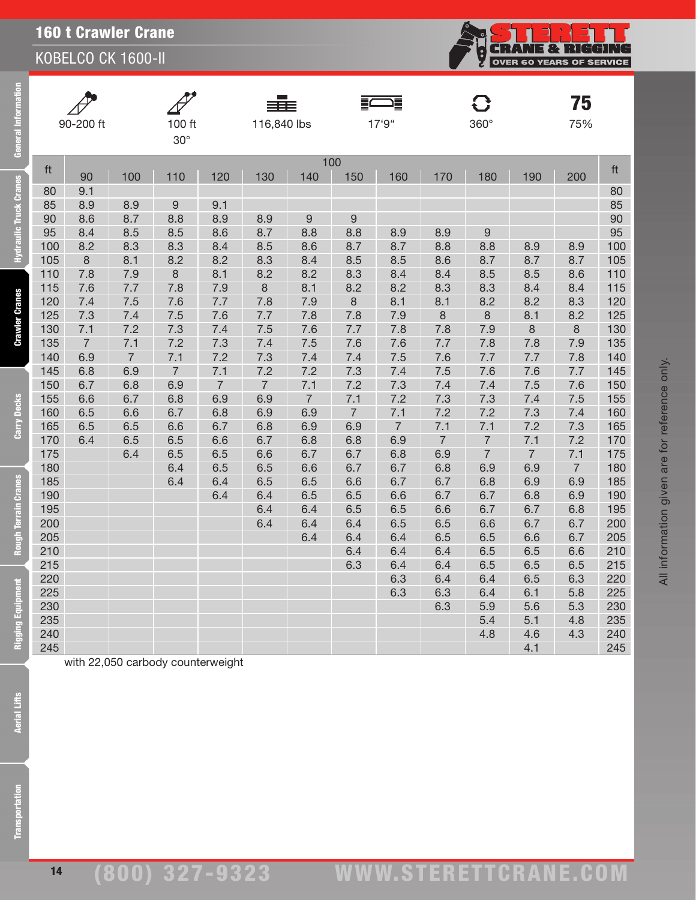# 160 t Crawler Crane

## KOBELCO CK 1600-II

| 90-200 ft | 100 ft 30° | 116,840 lbs | 17'9" | 360° | 75% |
|---|---|---|---|---|---|

| ft | 100 | | | | | | | | | | | | ft |
|---|---|---|---|---|---|---|---|---|---|---|---|---|---|
| | 90 | 100 | 110 | 120 | 130 | 140 | 150 | 160 | 170 | 180 | 190 | 200 | |
| 80 | 9.1 | | | | | | | | | | | | 80 |
| 85 | 8.9 | 8.9 | 9 | 9.1 | | | | | | | | | 85 |
| 90 | 8.6 | 8.7 | 8.8 | 8.9 | 8.9 | 9 | 9 | | | | | | 90 |
| 95 | 8.4 | 8.5 | 8.5 | 8.6 | 8.7 | 8.8 | 8.8 | 8.9 | 8.9 | 9 | | | 95 |
| 100 | 8.2 | 8.3 | 8.3 | 8.4 | 8.5 | 8.6 | 8.7 | 8.7 | 8.8 | 8.8 | 8.9 | 8.9 | 100 |
| 105 | 8 | 8.1 | 8.2 | 8.2 | 8.3 | 8.4 | 8.5 | 8.5 | 8.6 | 8.7 | 8.7 | 8.7 | 105 |
| 110 | 7.8 | 7.9 | 8 | 8.1 | 8.2 | 8.2 | 8.3 | 8.4 | 8.4 | 8.5 | 8.5 | 8.6 | 110 |
| 115 | 7.6 | 7.7 | 7.8 | 7.9 | 8 | 8.1 | 8.2 | 8.2 | 8.3 | 8.3 | 8.4 | 8.4 | 115 |
| 120 | 7.4 | 7.5 | 7.6 | 7.7 | 7.8 | 7.9 | 8 | 8.1 | 8.1 | 8.2 | 8.2 | 8.3 | 120 |
| 125 | 7.3 | 7.4 | 7.5 | 7.6 | 7.7 | 7.8 | 7.8 | 7.9 | 8 | 8 | 8.1 | 8.2 | 125 |
| 130 | 7.1 | 7.2 | 7.3 | 7.4 | 7.5 | 7.6 | 7.7 | 7.8 | 7.8 | 7.9 | 8 | 8 | 130 |
| 135 | 7 | 7.1 | 7.2 | 7.3 | 7.4 | 7.5 | 7.6 | 7.6 | 7.7 | 7.8 | 7.8 | 7.9 | 135 |
| 140 | 6.9 | 7 | 7.1 | 7.2 | 7.3 | 7.4 | 7.4 | 7.5 | 7.6 | 7.7 | 7.7 | 7.8 | 140 |
| 145 | 6.8 | 6.9 | 7 | 7.1 | 7.2 | 7.2 | 7.3 | 7.4 | 7.5 | 7.6 | 7.6 | 7.7 | 145 |
| 150 | 6.7 | 6.8 | 6.9 | 7 | 7 | 7.1 | 7.2 | 7.3 | 7.4 | 7.4 | 7.5 | 7.6 | 150 |
| 155 | 6.6 | 6.7 | 6.8 | 6.9 | 6.9 | 7 | 7.1 | 7.2 | 7.3 | 7.3 | 7.4 | 7.5 | 155 |
| 160 | 6.5 | 6.6 | 6.7 | 6.8 | 6.9 | 6.9 | 7 | 7.1 | 7.2 | 7.2 | 7.3 | 7.4 | 160 |
| 165 | 6.5 | 6.5 | 6.6 | 6.7 | 6.8 | 6.9 | 6.9 | 7 | 7.1 | 7.1 | 7.2 | 7.3 | 165 |
| 170 | 6.4 | 6.5 | 6.5 | 6.6 | 6.7 | 6.8 | 6.8 | 6.9 | 7 | 7 | 7.1 | 7.2 | 170 |
| 175 | | 6.4 | 6.5 | 6.5 | 6.6 | 6.7 | 6.7 | 6.8 | 6.9 | 7 | 7 | 7.1 | 175 |
| 180 | | | 6.4 | 6.5 | 6.5 | 6.6 | 6.7 | 6.7 | 6.8 | 6.9 | 6.9 | 7 | 180 |
| 185 | | | 6.4 | 6.4 | 6.5 | 6.5 | 6.6 | 6.7 | 6.7 | 6.8 | 6.9 | 6.9 | 185 |
| 190 | | | | 6.4 | 6.4 | 6.5 | 6.5 | 6.6 | 6.7 | 6.7 | 6.8 | 6.9 | 190 |
| 195 | | | | | 6.4 | 6.4 | 6.5 | 6.5 | 6.6 | 6.7 | 6.7 | 6.8 | 195 |
| 200 | | | | | 6.4 | 6.4 | 6.4 | 6.5 | 6.5 | 6.6 | 6.7 | 6.7 | 200 |
| 205 | | | | | | 6.4 | 6.4 | 6.4 | 6.5 | 6.5 | 6.6 | 6.7 | 205 |
| 210 | | | | | | | 6.4 | 6.4 | 6.4 | 6.5 | 6.5 | 6.6 | 210 |
| 215 | | | | | | | 6.3 | 6.4 | 6.4 | 6.5 | 6.5 | 6.5 | 215 |
| 220 | | | | | | | | 6.3 | 6.4 | 6.4 | 6.5 | 6.3 | 220 |
| 225 | | | | | | | | 6.3 | 6.3 | 6.4 | 6.1 | 5.8 | 225 |
| 230 | | | | | | | | | 6.3 | 5.9 | 5.6 | 5.3 | 230 |
| 235 | | | | | | | | | | 5.4 | 5.1 | 4.8 | 235 |
| 240 | | | | | | | | | | 4.8 | 4.6 | 4.3 | 240 |
| 245 | | | | | | | | | | | 4.1 | | 245 |

with 22,050 carbody counterweight

All information given are for reference only.